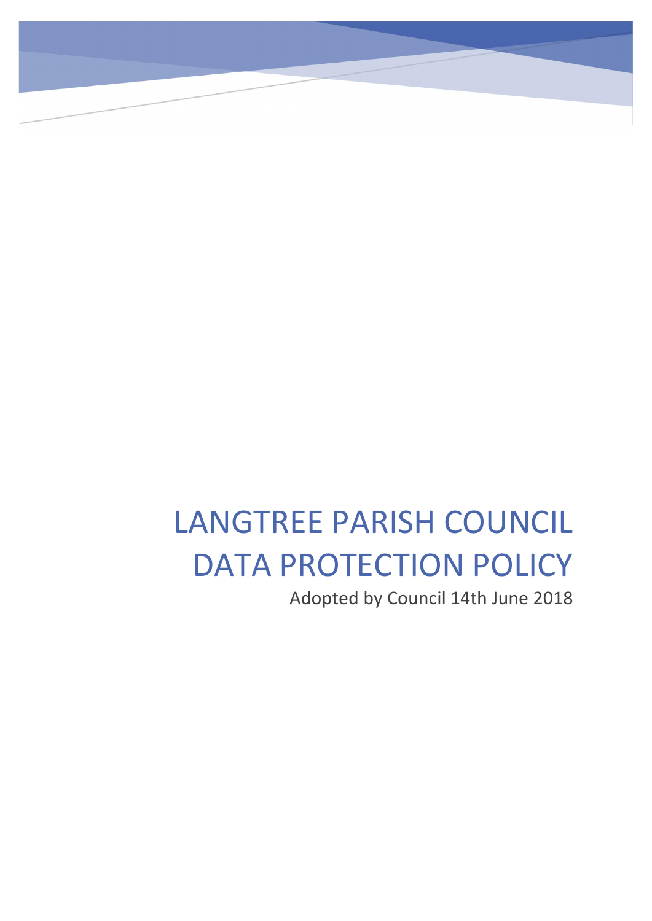# LANGTREE PARISH COUNCIL DATA PROTECTION POLICY

Adopted by Council 14th June 2018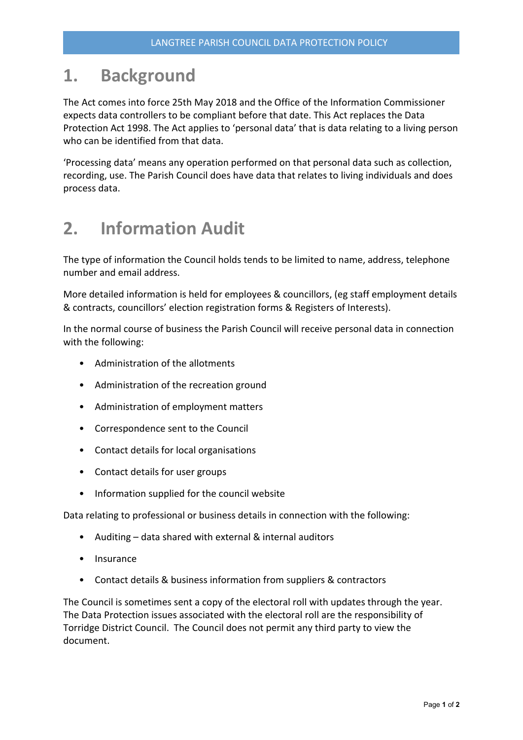# 1. Background

The Act comes into force 25th May 2018 and the Office of the Information Commissioner expects data controllers to be compliant before that date. This Act replaces the Data Protection Act 1998. The Act applies to 'personal data' that is data relating to a living person who can be identified from that data.

'Processing data' means any operation performed on that personal data such as collection, recording, use. The Parish Council does have data that relates to living individuals and does process data.

# 2. Information Audit

The type of information the Council holds tends to be limited to name, address, telephone number and email address.

More detailed information is held for employees & councillors, (eg staff employment details & contracts, councillors' election registration forms & Registers of Interests).

In the normal course of business the Parish Council will receive personal data in connection with the following:

- Administration of the allotments
- Administration of the recreation ground
- Administration of employment matters
- Correspondence sent to the Council
- Contact details for local organisations
- Contact details for user groups
- Information supplied for the council website

Data relating to professional or business details in connection with the following:

- Auditing – data shared with external & internal auditors
- Insurance
- Contact details & business information from suppliers & contractors

The Council is sometimes sent a copy of the electoral roll with updates through the year. The Data Protection issues associated with the electoral roll are the responsibility of Torridge District Council. The Council does not permit any third party to view the document.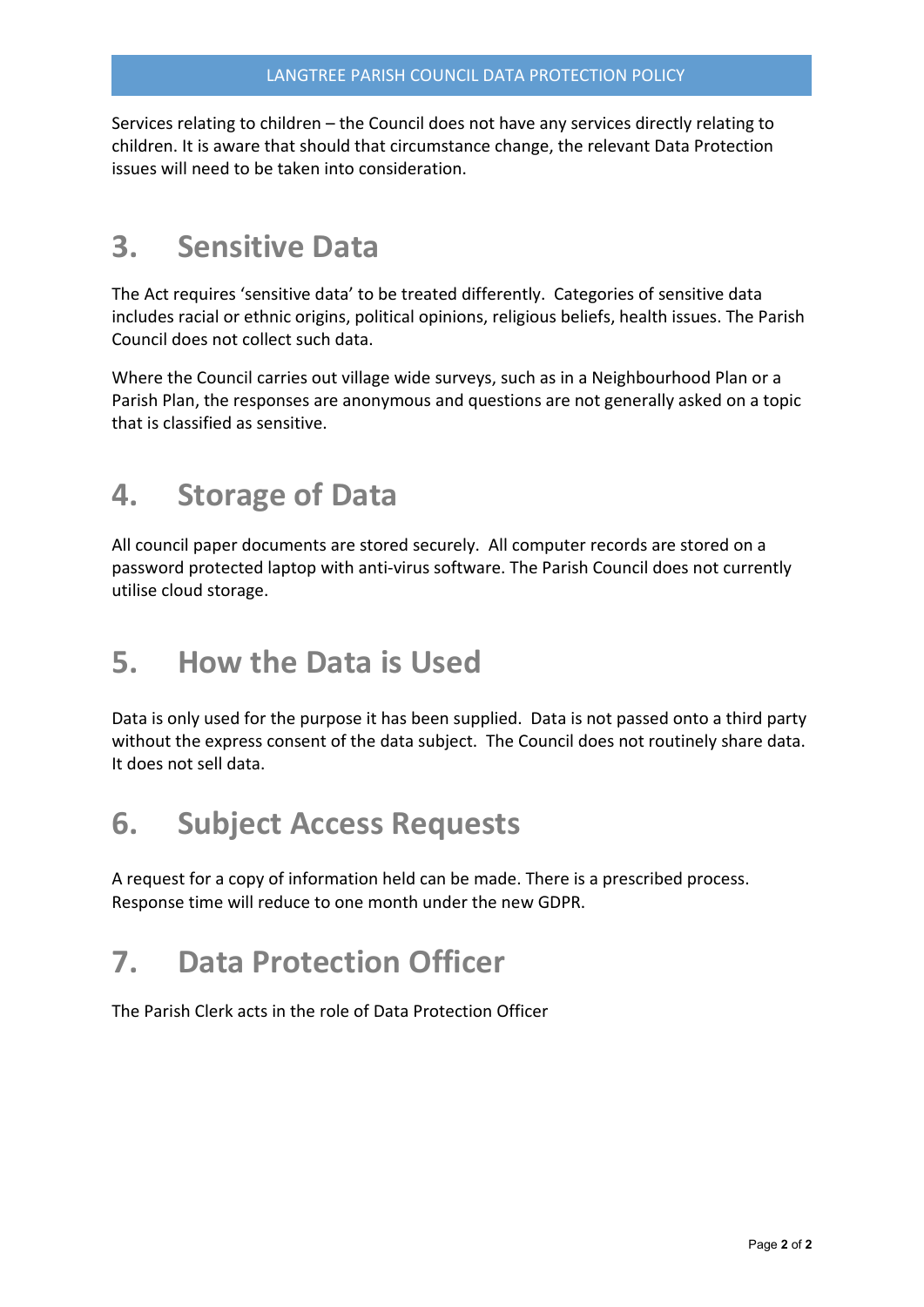Services relating to children – the Council does not have any services directly relating to children. It is aware that should that circumstance change, the relevant Data Protection issues will need to be taken into consideration.

# 3. Sensitive Data

The Act requires 'sensitive data' to be treated differently. Categories of sensitive data includes racial or ethnic origins, political opinions, religious beliefs, health issues. The Parish Council does not collect such data.

Where the Council carries out village wide surveys, such as in a Neighbourhood Plan or a Parish Plan, the responses are anonymous and questions are not generally asked on a topic that is classified as sensitive.

# 4. Storage of Data

All council paper documents are stored securely. All computer records are stored on a password protected laptop with anti-virus software. The Parish Council does not currently utilise cloud storage.

# 5. How the Data is Used

Data is only used for the purpose it has been supplied. Data is not passed onto a third party without the express consent of the data subject. The Council does not routinely share data. It does not sell data.

# 6. Subject Access Requests

A request for a copy of information held can be made. There is a prescribed process. Response time will reduce to one month under the new GDPR.

# 7. Data Protection Officer

The Parish Clerk acts in the role of Data Protection Officer